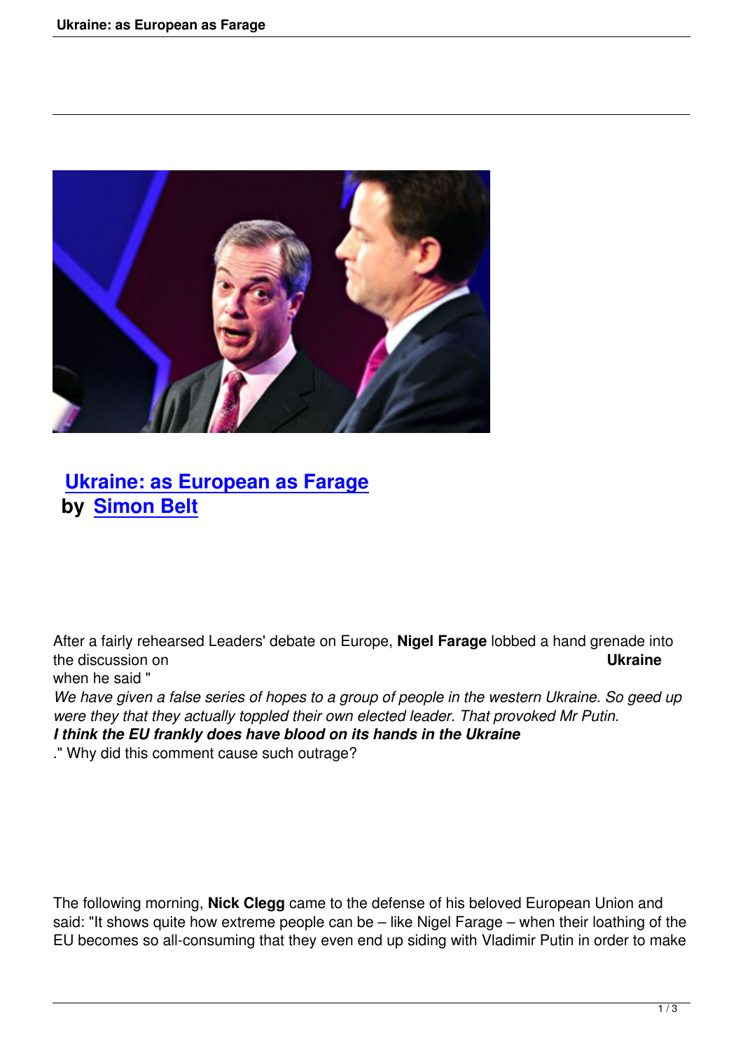# Ukraine: as European as Farage

**by Simon Belt**

After a fairly rehearsed Leaders' debate on Europe, **Nigel Farage** lobbed a hand grenade into the discussion on **Ukraine** when he said "*We have given a false series of hopes to a group of people in the western Ukraine. So geed up were they that they actually toppled their own elected leader. That provoked Mr Putin.* ***I think the EU frankly does have blood on its hands in the Ukraine***." Why did this comment cause such outrage?

The following morning, **Nick Clegg** came to the defense of his beloved European Union and said: "It shows quite how extreme people can be – like Nigel Farage – when their loathing of the EU becomes so all-consuming that they even end up siding with Vladimir Putin in order to make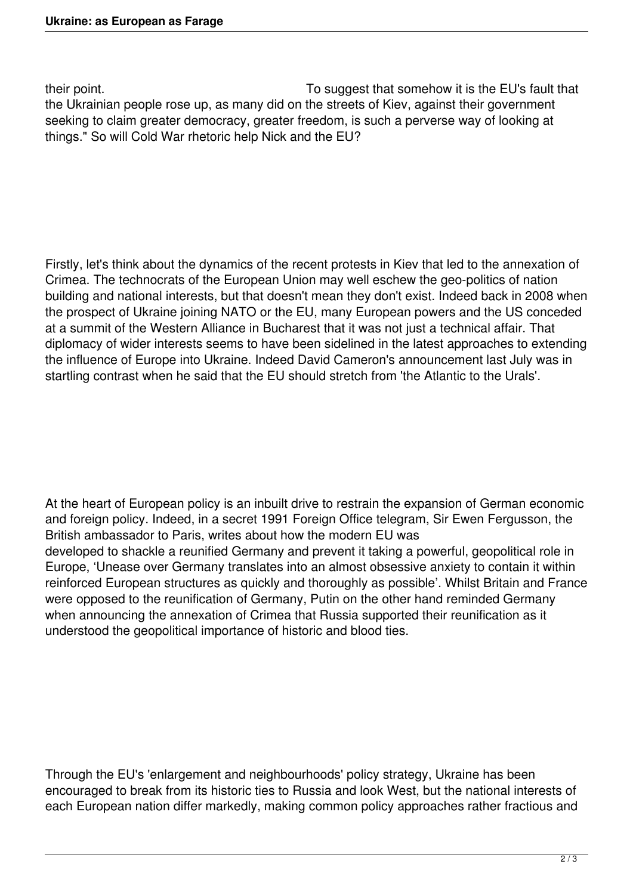their point. To suggest that somehow it is the EU's fault that the Ukrainian people rose up, as many did on the streets of Kiev, against their government seeking to claim greater democracy, greater freedom, is such a perverse way of looking at things." So will Cold War rhetoric help Nick and the EU?

Firstly, let's think about the dynamics of the recent protests in Kiev that led to the annexation of Crimea. The technocrats of the European Union may well eschew the geo-politics of nation building and national interests, but that doesn't mean they don't exist. Indeed back in 2008 when the prospect of Ukraine joining NATO or the EU, many European powers and the US conceded at a summit of the Western Alliance in Bucharest that it was not just a technical affair. That diplomacy of wider interests seems to have been sidelined in the latest approaches to extending the influence of Europe into Ukraine. Indeed David Cameron's announcement last July was in startling contrast when he said that the EU should stretch from 'the Atlantic to the Urals'.

At the heart of European policy is an inbuilt drive to restrain the expansion of German economic and foreign policy. Indeed, in a secret 1991 Foreign Office telegram, Sir Ewen Fergusson, the British ambassador to Paris, writes about how the modern EU was developed to shackle a reunified Germany and prevent it taking a powerful, geopolitical role in Europe, 'Unease over Germany translates into an almost obsessive anxiety to contain it within reinforced European structures as quickly and thoroughly as possible'. Whilst Britain and France were opposed to the reunification of Germany, Putin on the other hand reminded Germany when announcing the annexation of Crimea that Russia supported their reunification as it understood the geopolitical importance of historic and blood ties.

Through the EU's 'enlargement and neighbourhoods' policy strategy, Ukraine has been encouraged to break from its historic ties to Russia and look West, but the national interests of each European nation differ markedly, making common policy approaches rather fractious and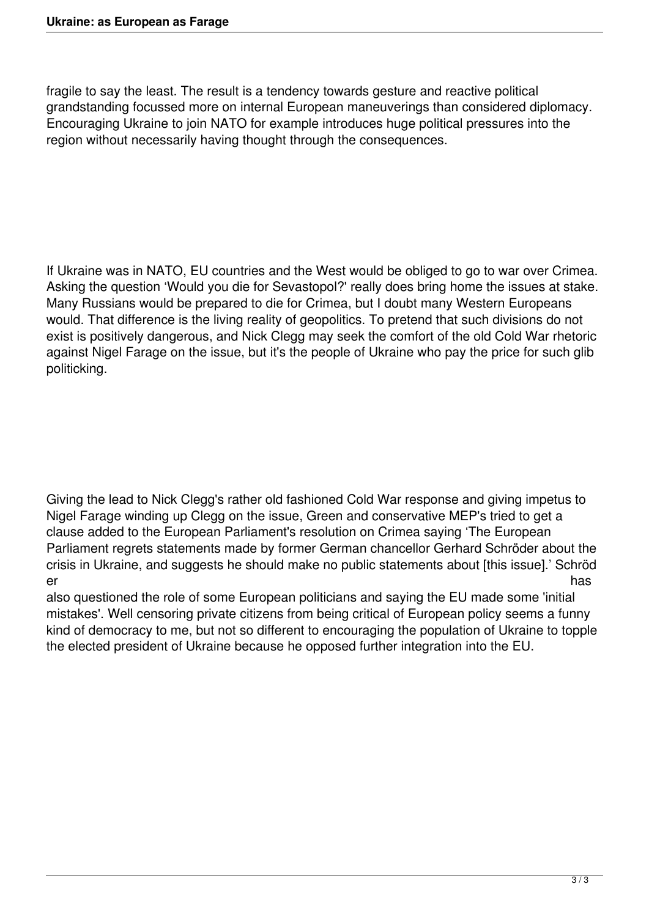fragile to say the least. The result is a tendency towards gesture and reactive political grandstanding focussed more on internal European maneuverings than considered diplomacy. Encouraging Ukraine to join NATO for example introduces huge political pressures into the region without necessarily having thought through the consequences.

If Ukraine was in NATO, EU countries and the West would be obliged to go to war over Crimea. Asking the question 'Would you die for Sevastopol?' really does bring home the issues at stake. Many Russians would be prepared to die for Crimea, but I doubt many Western Europeans would. That difference is the living reality of geopolitics. To pretend that such divisions do not exist is positively dangerous, and Nick Clegg may seek the comfort of the old Cold War rhetoric against Nigel Farage on the issue, but it's the people of Ukraine who pay the price for such glib politicking.

Giving the lead to Nick Clegg's rather old fashioned Cold War response and giving impetus to Nigel Farage winding up Clegg on the issue, Green and conservative MEP's tried to get a clause added to the European Parliament's resolution on Crimea saying 'The European Parliament regrets statements made by former German chancellor Gerhard Schröder about the crisis in Ukraine, and suggests he should make no public statements about [this issue].' Schröder has also questioned the role of some European politicians and saying the EU made some 'initial mistakes'. Well censoring private citizens from being critical of European policy seems a funny kind of democracy to me, but not so different to encouraging the population of Ukraine to topple the elected president of Ukraine because he opposed further integration into the EU.